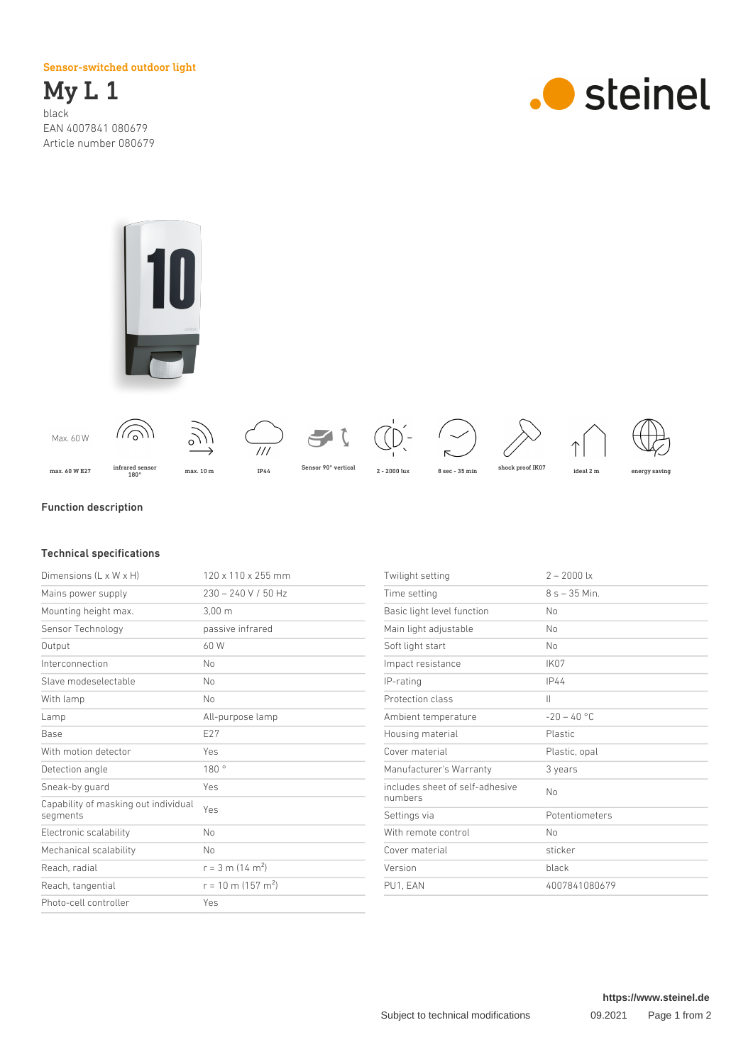Sensor-switched outdoor light

# My L 1

black
EAN 4007841 080679
Article number 080679

steinel

Max. 60 W

max. 60 W E27 | infrared sensor 180° | max. 10 m | IP44 | Sensor 90° vertical | 2 - 2000 lux | 8 sec - 35 min | shock proof IK07 | ideal 2 m | energy saving

## Function description

## Technical specifications

| | |
|---|---|
| Dimensions (L x W x H) | 120 x 110 x 255 mm |
| Mains power supply | 230 – 240 V / 50 Hz |
| Mounting height max. | 3,00 m |
| Sensor Technology | passive infrared |
| Output | 60 W |
| Interconnection | No |
| Slave modeselectable | No |
| With lamp | No |
| Lamp | All-purpose lamp |
| Base | E27 |
| With motion detector | Yes |
| Detection angle | 180 ° |
| Sneak-by guard | Yes |
| Capability of masking out individual segments | Yes |
| Electronic scalability | No |
| Mechanical scalability | No |
| Reach, radial | r = 3 m (14 m²) |
| Reach, tangential | r = 10 m (157 m²) |
| Photo-cell controller | Yes |
| Twilight setting | 2 – 2000 lx |
| Time setting | 8 s – 35 Min. |
| Basic light level function | No |
| Main light adjustable | No |
| Soft light start | No |
| Impact resistance | IK07 |
| IP-rating | IP44 |
| Protection class | II |
| Ambient temperature | -20 – 40 °C |
| Housing material | Plastic |
| Cover material | Plastic, opal |
| Manufacturer's Warranty | 3 years |
| includes sheet of self-adhesive numbers | No |
| Settings via | Potentiometers |
| With remote control | No |
| Cover material | sticker |
| Version | black |
| PU1, EAN | 4007841080679 |

https://www.steinel.de

Subject to technical modifications 09.2021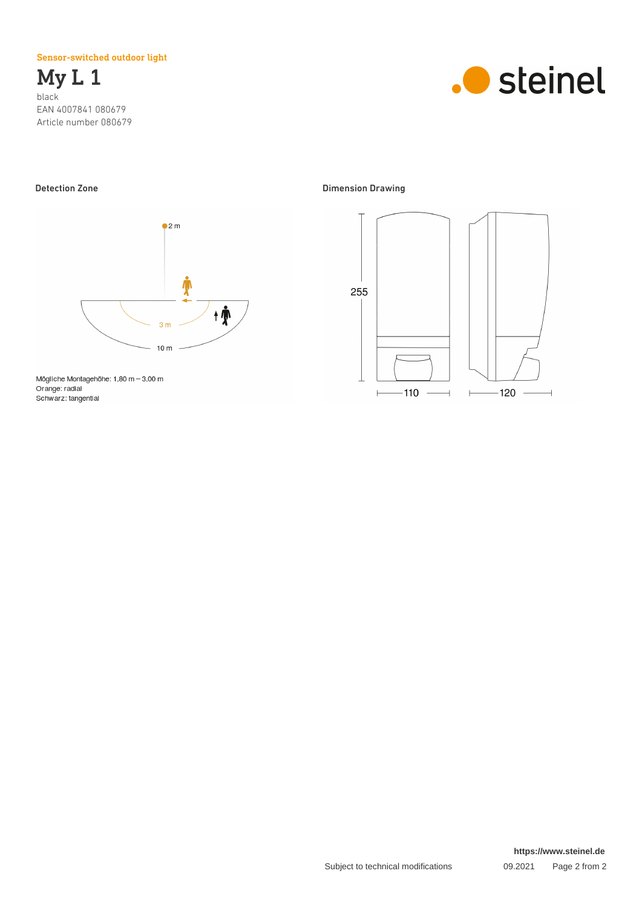Sensor-switched outdoor light

# My L 1

black
EAN 4007841 080679
Article number 080679

steinel

## Detection Zone

2 m

3 m

10 m

Mögliche Montagehöhe: 1,80 m – 3,00 m
Orange: radial
Schwarz: tangential

## Dimension Drawing

255

110

120

https://www.steinel.de

Subject to technical modifications

09.2021